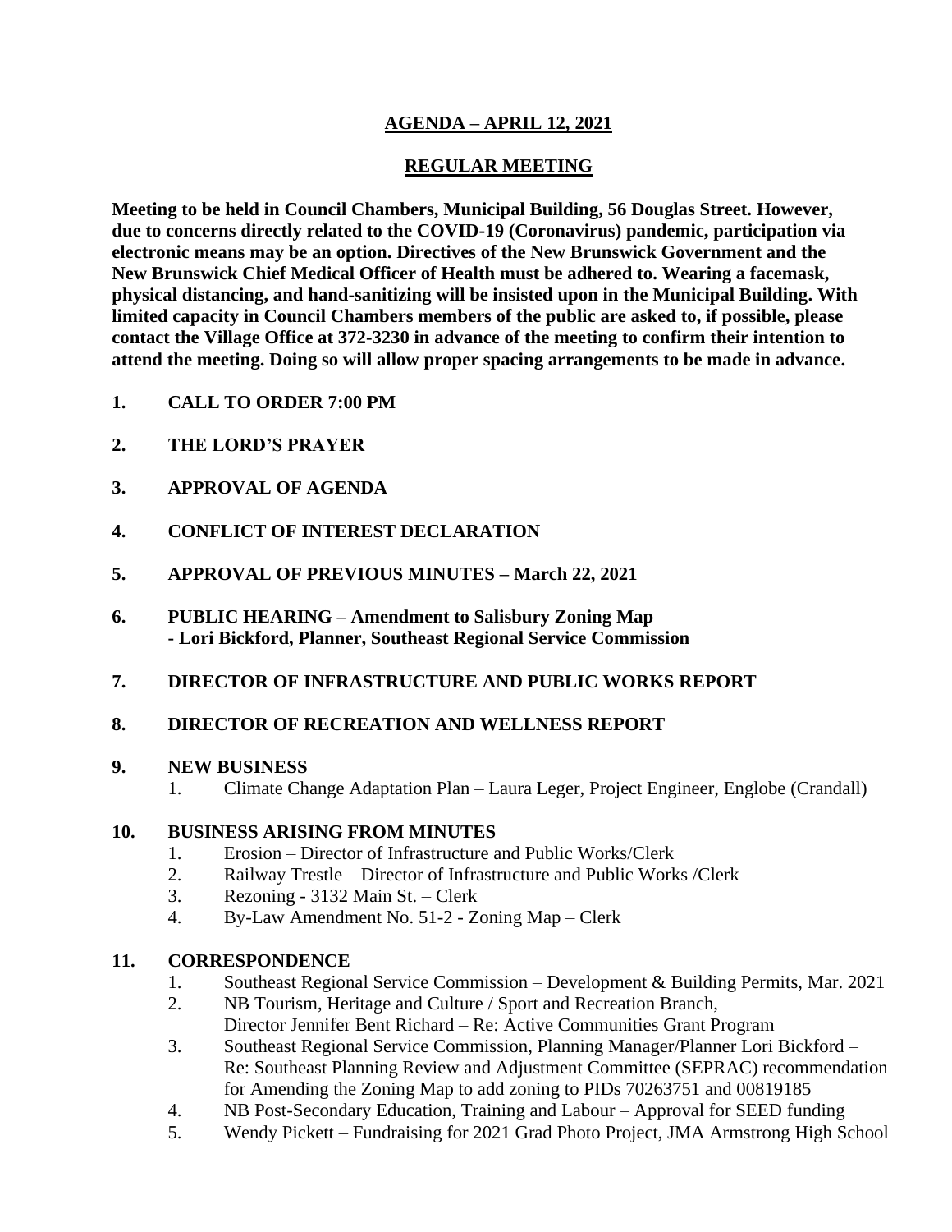# AGENDA – APRIL 12, 2021

## REGULAR MEETING

**Meeting to be held in Council Chambers, Municipal Building, 56 Douglas Street. However, due to concerns directly related to the COVID-19 (Coronavirus) pandemic, participation via electronic means may be an option. Directives of the New Brunswick Government and the New Brunswick Chief Medical Officer of Health must be adhered to. Wearing a facemask, physical distancing, and hand-sanitizing will be insisted upon in the Municipal Building. With limited capacity in Council Chambers members of the public are asked to, if possible, please contact the Village Office at 372-3230 in advance of the meeting to confirm their intention to attend the meeting. Doing so will allow proper spacing arrangements to be made in advance.**

**1. CALL TO ORDER 7:00 PM**

**2. THE LORD'S PRAYER**

**3. APPROVAL OF AGENDA**

**4. CONFLICT OF INTEREST DECLARATION**

**5. APPROVAL OF PREVIOUS MINUTES – March 22, 2021**

**6. PUBLIC HEARING – Amendment to Salisbury Zoning Map**
**- Lori Bickford, Planner, Southeast Regional Service Commission**

**7. DIRECTOR OF INFRASTRUCTURE AND PUBLIC WORKS REPORT**

**8. DIRECTOR OF RECREATION AND WELLNESS REPORT**

**9. NEW BUSINESS**

1. Climate Change Adaptation Plan – Laura Leger, Project Engineer, Englobe (Crandall)

**10. BUSINESS ARISING FROM MINUTES**

1. Erosion – Director of Infrastructure and Public Works/Clerk
2. Railway Trestle – Director of Infrastructure and Public Works /Clerk
3. Rezoning - 3132 Main St. – Clerk
4. By-Law Amendment No. 51-2 - Zoning Map – Clerk

**11. CORRESPONDENCE**

1. Southeast Regional Service Commission – Development & Building Permits, Mar. 2021
2. NB Tourism, Heritage and Culture / Sport and Recreation Branch, Director Jennifer Bent Richard – Re: Active Communities Grant Program
3. Southeast Regional Service Commission, Planning Manager/Planner Lori Bickford – Re: Southeast Planning Review and Adjustment Committee (SEPRAC) recommendation for Amending the Zoning Map to add zoning to PIDs 70263751 and 00819185
4. NB Post-Secondary Education, Training and Labour – Approval for SEED funding
5. Wendy Pickett – Fundraising for 2021 Grad Photo Project, JMA Armstrong High School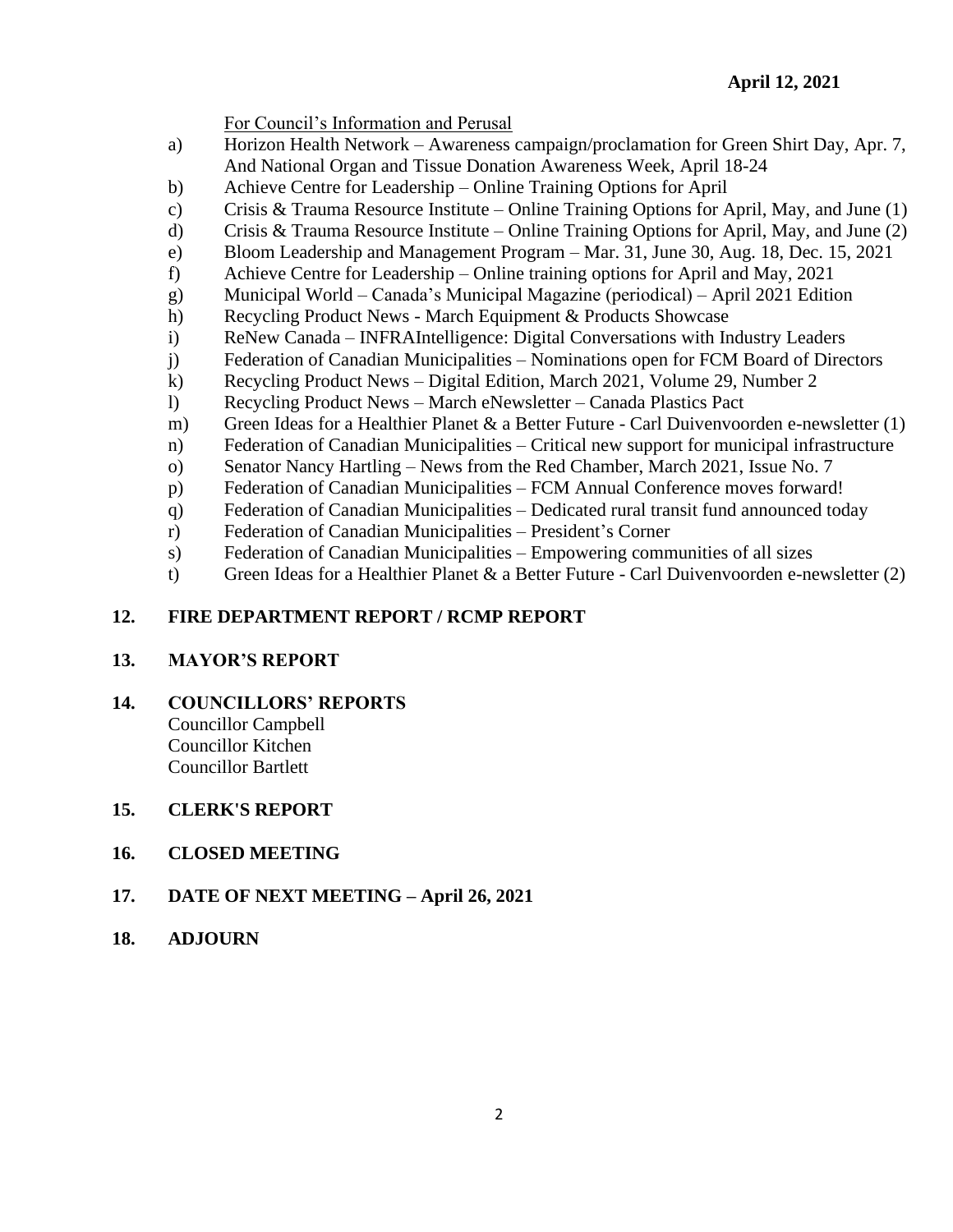**April 12, 2021**

For Council's Information and Perusal

a) Horizon Health Network – Awareness campaign/proclamation for Green Shirt Day, Apr. 7, And National Organ and Tissue Donation Awareness Week, April 18-24
b) Achieve Centre for Leadership – Online Training Options for April
c) Crisis & Trauma Resource Institute – Online Training Options for April, May, and June (1)
d) Crisis & Trauma Resource Institute – Online Training Options for April, May, and June (2)
e) Bloom Leadership and Management Program – Mar. 31, June 30, Aug. 18, Dec. 15, 2021
f) Achieve Centre for Leadership – Online training options for April and May, 2021
g) Municipal World – Canada's Municipal Magazine (periodical) – April 2021 Edition
h) Recycling Product News - March Equipment & Products Showcase
i) ReNew Canada – INFRAIntelligence: Digital Conversations with Industry Leaders
j) Federation of Canadian Municipalities – Nominations open for FCM Board of Directors
k) Recycling Product News – Digital Edition, March 2021, Volume 29, Number 2
l) Recycling Product News – March eNewsletter – Canada Plastics Pact
m) Green Ideas for a Healthier Planet & a Better Future - Carl Duivenvoorden e-newsletter (1)
n) Federation of Canadian Municipalities – Critical new support for municipal infrastructure
o) Senator Nancy Hartling – News from the Red Chamber, March 2021, Issue No. 7
p) Federation of Canadian Municipalities – FCM Annual Conference moves forward!
q) Federation of Canadian Municipalities – Dedicated rural transit fund announced today
r) Federation of Canadian Municipalities – President's Corner
s) Federation of Canadian Municipalities – Empowering communities of all sizes
t) Green Ideas for a Healthier Planet & a Better Future - Carl Duivenvoorden e-newsletter (2)

**12. FIRE DEPARTMENT REPORT / RCMP REPORT**

**13. MAYOR'S REPORT**

**14. COUNCILLORS' REPORTS**

Councillor Campbell
Councillor Kitchen
Councillor Bartlett

**15. CLERK'S REPORT**

**16. CLOSED MEETING**

**17. DATE OF NEXT MEETING – April 26, 2021**

**18. ADJOURN**